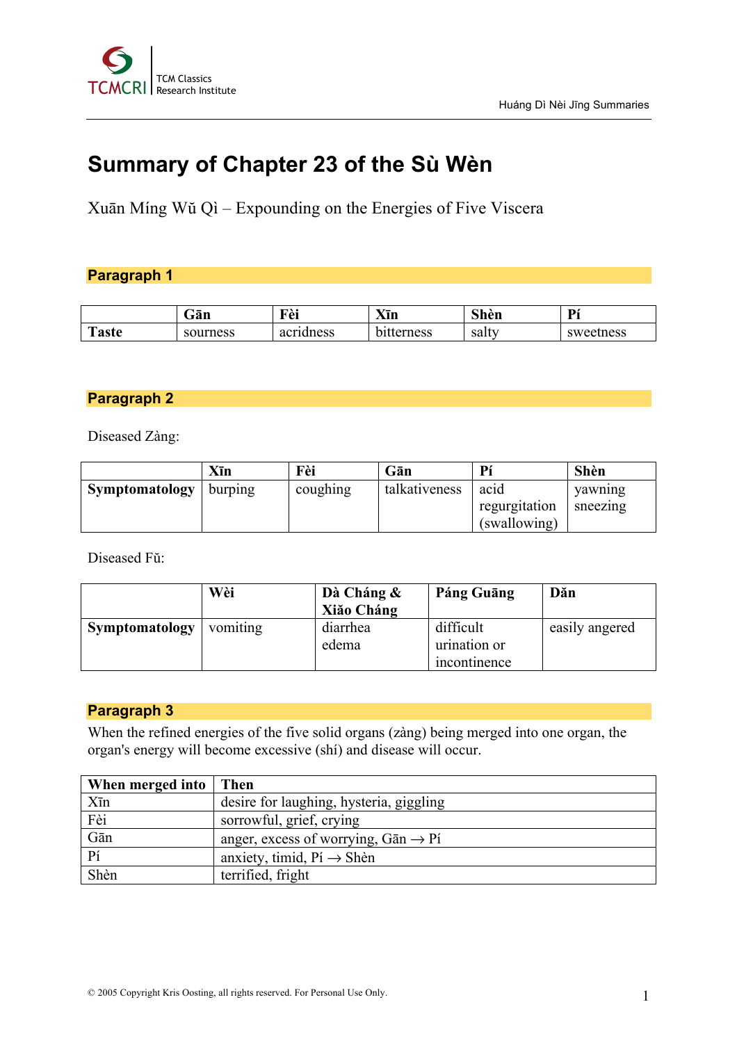# Summary of Chapter 23 of the Sù Wèn

Xuān Míng Wŭ Qì – Expounding on the Energies of Five Viscera

## Paragraph 1

| | Gān | Fèi | Xīn | Shèn | Pí |
|---|---|---|---|---|---|
| **Taste** | sourness | acridness | bitterness | salty | sweetness |

## Paragraph 2

Diseased Zàng:

| | Xīn | Fèi | Gān | Pí | Shèn |
|---|---|---|---|---|---|
| **Symptomatology** | burping | coughing | talkativeness | acid regurgitation (swallowing) | yawning sneezing |

Diseased Fŭ:

| | Wèi | Dà Cháng & Xiăo Cháng | Páng Guāng | Dăn |
|---|---|---|---|---|
| **Symptomatology** | vomiting | diarrhea edema | difficult urination or incontinence | easily angered |

## Paragraph 3

When the refined energies of the five solid organs (zàng) being merged into one organ, the organ's energy will become excessive (shí) and disease will occur.

| When merged into | Then |
|---|---|
| Xīn | desire for laughing, hysteria, giggling |
| Fèi | sorrowful, grief, crying |
| Gān | anger, excess of worrying, Gān → Pí |
| Pí | anxiety, timid, Pí → Shèn |
| Shèn | terrified, fright |

© 2005 Copyright Kris Oosting, all rights reserved. For Personal Use Only.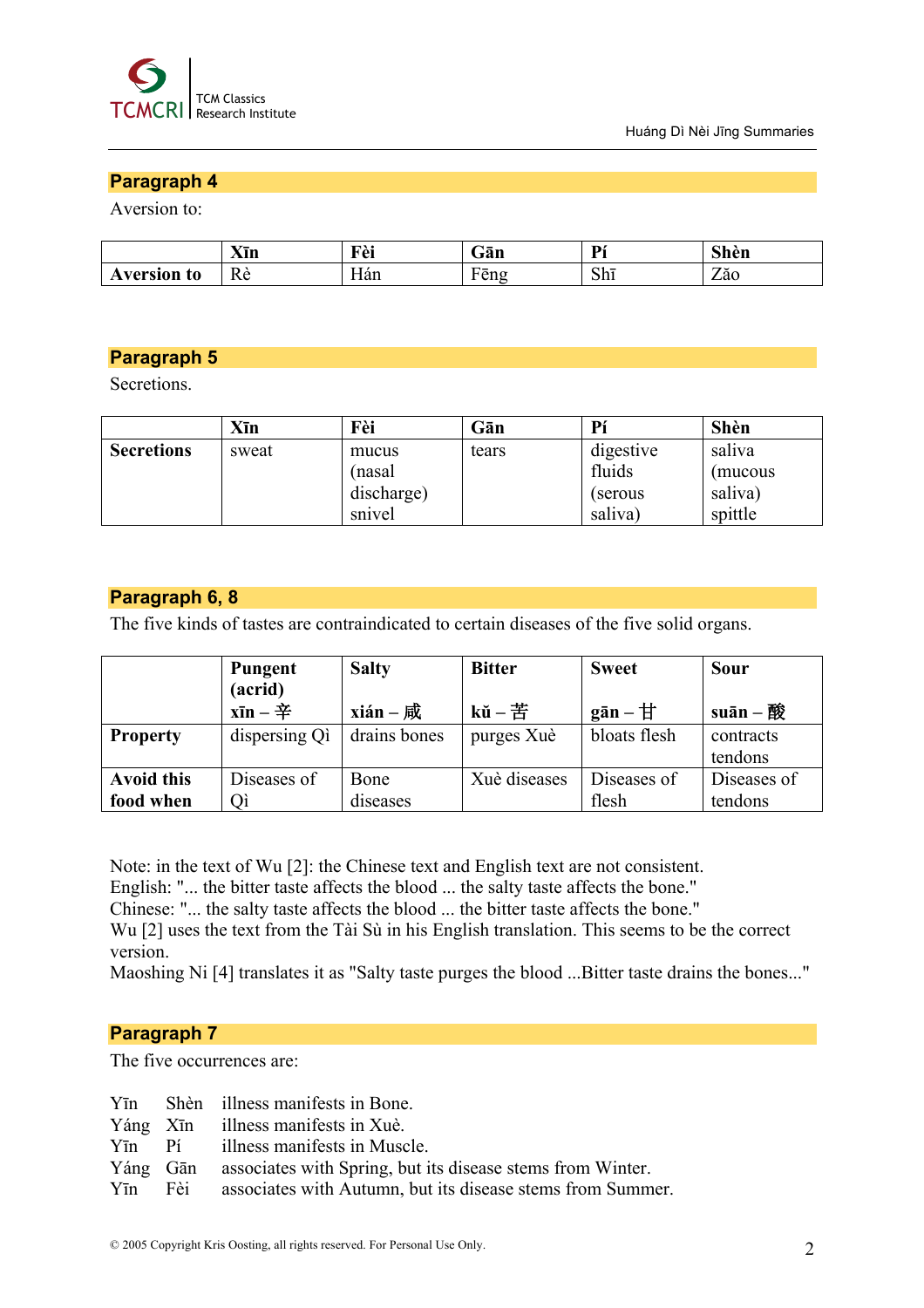## Paragraph 4

Aversion to:

| | Xīn | Fèi | Gān | Pí | Shèn |
|---|---|---|---|---|---|
| **Aversion to** | Rè | Hán | Fēng | Shī | Zăo |

## Paragraph 5

Secretions.

| | Xīn | Fèi | Gān | Pí | Shèn |
|---|---|---|---|---|---|
| **Secretions** | sweat | mucus (nasal discharge) snivel | tears | digestive fluids (serous saliva) | saliva (mucous saliva) spittle |

## Paragraph 6, 8

The five kinds of tastes are contraindicated to certain diseases of the five solid organs.

| | Pungent (acrid) xīn – 辛 | Salty xián – 咸 | Bitter kŭ – 苦 | Sweet gān – 甘 | Sour suān – 酸 |
|---|---|---|---|---|---|
| **Property** | dispersing Qì | drains bones | purges Xuè | bloats flesh | contracts tendons |
| **Avoid this food when** | Diseases of Qì | Bone diseases | Xuè diseases | Diseases of flesh | Diseases of tendons |

Note: in the text of Wu [2]: the Chinese text and English text are not consistent.
English: "... the bitter taste affects the blood ... the salty taste affects the bone."
Chinese: "... the salty taste affects the blood ... the bitter taste affects the bone."
Wu [2] uses the text from the Tài Sù in his English translation. This seems to be the correct version.
Maoshing Ni [4] translates it as "Salty taste purges the blood ...Bitter taste drains the bones..."

## Paragraph 7

The five occurrences are:

Yīn Shèn illness manifests in Bone.
Yáng Xīn illness manifests in Xuè.
Yīn Pí illness manifests in Muscle.
Yáng Gān associates with Spring, but its disease stems from Winter.
Yīn Fèi associates with Autumn, but its disease stems from Summer.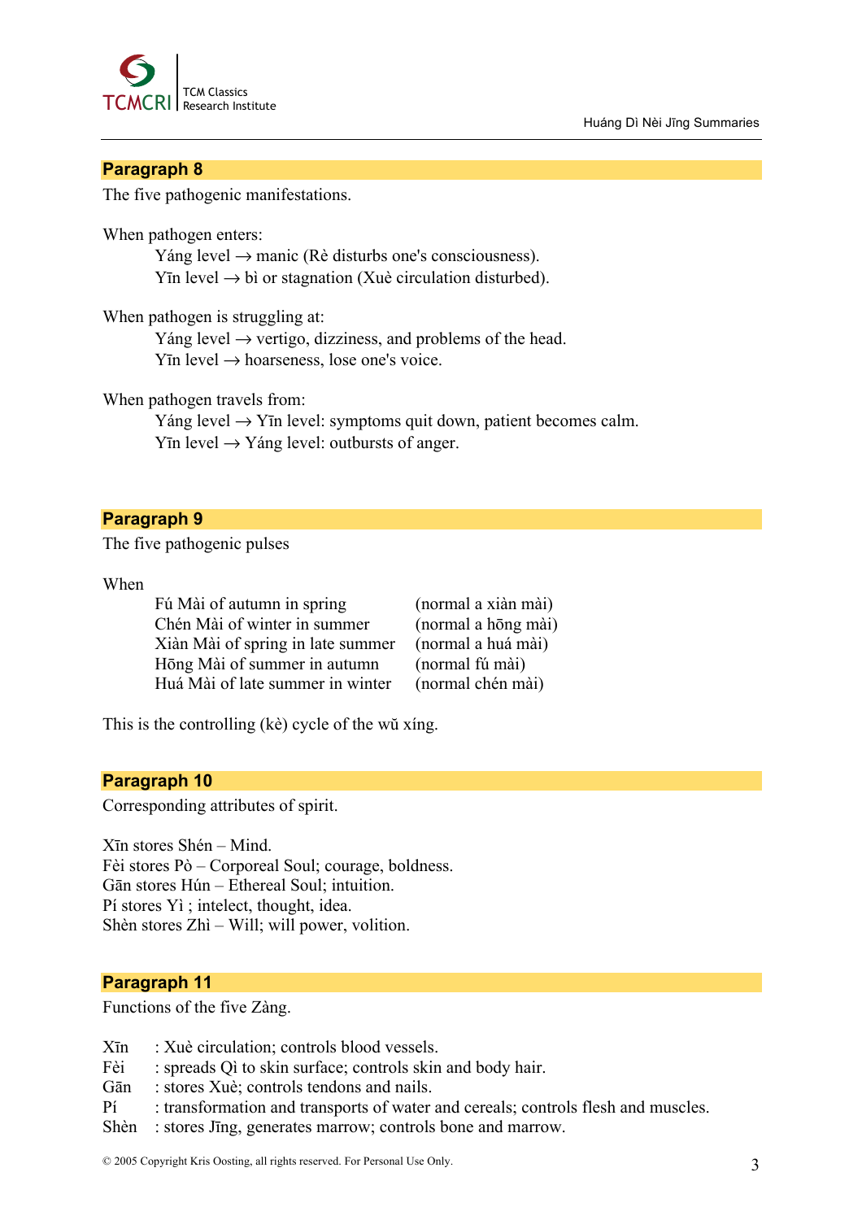## Paragraph 8

The five pathogenic manifestations.

When pathogen enters:

- Yáng level → manic (Rè disturbs one's consciousness).
- Yīn level → bì or stagnation (Xuè circulation disturbed).

When pathogen is struggling at:

- Yáng level → vertigo, dizziness, and problems of the head.
- Yīn level → hoarseness, lose one's voice.

When pathogen travels from:

- Yáng level → Yīn level: symptoms quit down, patient becomes calm.
- Yīn level → Yáng level: outbursts of anger.

## Paragraph 9

The five pathogenic pulses

When

| | |
|---|---|
| Fú Mài of autumn in spring | (normal a xiàn mài) |
| Chén Mài of winter in summer | (normal a hōng mài) |
| Xiàn Mài of spring in late summer | (normal a huá mài) |
| Hōng Mài of summer in autumn | (normal fú mài) |
| Huá Mài of late summer in winter | (normal chén mài) |

This is the controlling (kè) cycle of the wŭ xíng.

## Paragraph 10

Corresponding attributes of spirit.

Xīn stores Shén – Mind.
Fèi stores Pò – Corporeal Soul; courage, boldness.
Gān stores Hún – Ethereal Soul; intuition.
Pí stores Yì ; intelect, thought, idea.
Shèn stores Zhì – Will; will power, volition.

## Paragraph 11

Functions of the five Zàng.

| | |
|---|---|
| Xīn | : Xuè circulation; controls blood vessels. |
| Fèi | : spreads Qì to skin surface; controls skin and body hair. |
| Gān | : stores Xuè; controls tendons and nails. |
| Pí | : transformation and transports of water and cereals; controls flesh and muscles. |
| Shèn | : stores Jīng, generates marrow; controls bone and marrow. |

© 2005 Copyright Kris Oosting, all rights reserved. For Personal Use Only.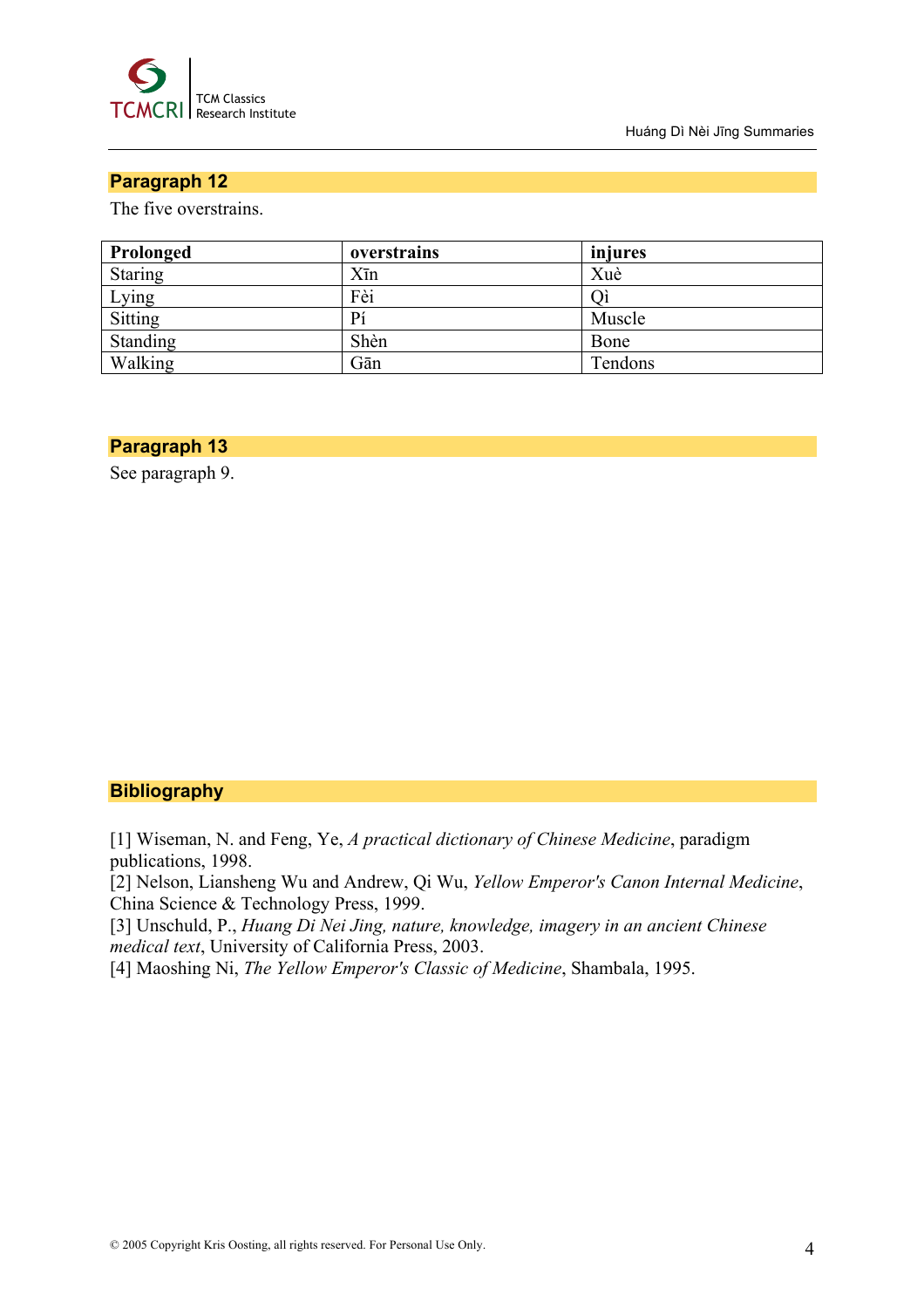## Paragraph 12

The five overstrains.

| Prolonged | overstrains | injures |
|---|---|---|
| Staring | Xīn | Xuè |
| Lying | Fèi | Qì |
| Sitting | Pí | Muscle |
| Standing | Shèn | Bone |
| Walking | Gān | Tendons |

## Paragraph 13

See paragraph 9.

## Bibliography

[1] Wiseman, N. and Feng, Ye, *A practical dictionary of Chinese Medicine*, paradigm publications, 1998.
[2] Nelson, Liansheng Wu and Andrew, Qi Wu, *Yellow Emperor's Canon Internal Medicine*, China Science & Technology Press, 1999.
[3] Unschuld, P., *Huang Di Nei Jing, nature, knowledge, imagery in an ancient Chinese medical text*, University of California Press, 2003.
[4] Maoshing Ni, *The Yellow Emperor's Classic of Medicine*, Shambala, 1995.

© 2005 Copyright Kris Oosting, all rights reserved. For Personal Use Only.